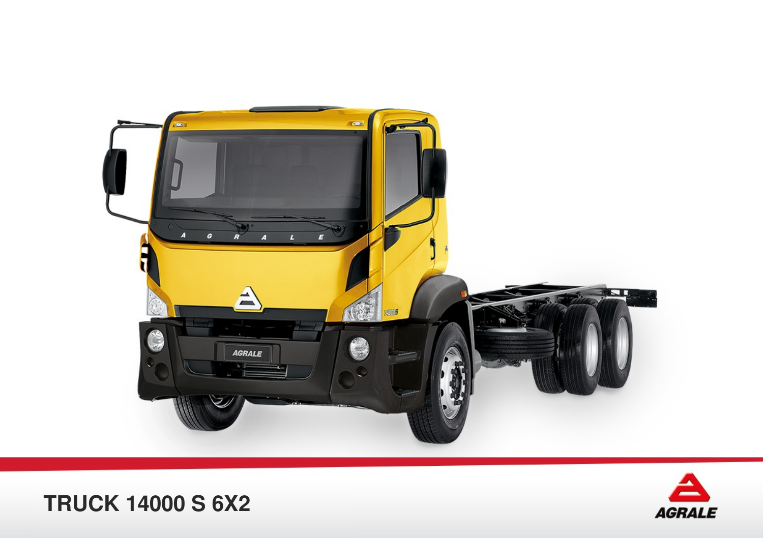# TRUCK 14000 S 6X2

AGRALE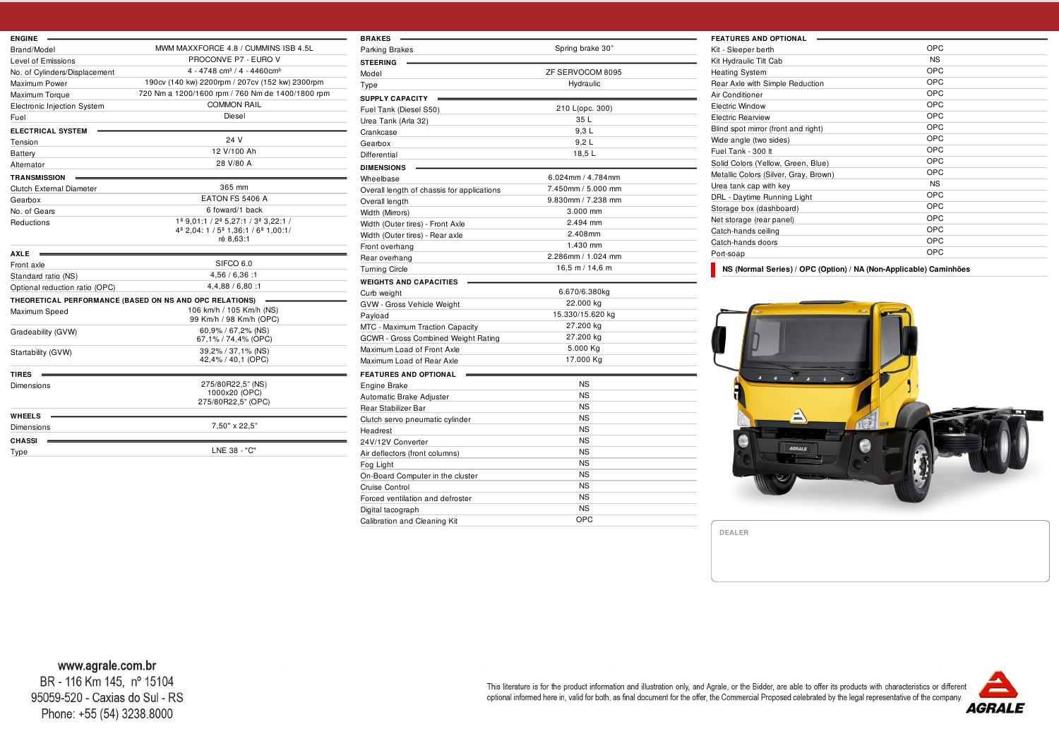## ENGINE

| | |
|---|---|
| Brand/Model | MWM MAXXFORCE 4.8 / CUMMINS ISB 4.5L |
| Level of Emissions | PROCONVE P7 - EURO V |
| No. of Cylinders/Displacement | 4 - 4748 cm³ / 4 - 4460cm³ |
| Maximum Power | 190cv (140 kw) 2200rpm / 207cv (152 kw) 2300rpm |
| Maximum Torque | 720 Nm a 1200/1600 rpm / 760 Nm de 1400/1800 rpm |
| Electronic Injection System | COMMON RAIL |
| Fuel | Diesel |

## ELECTRICAL SYSTEM

| | |
|---|---|
| Tension | 24 V |
| Battery | 12 V/100 Ah |
| Alternator | 28 V/80 A |

## TRANSMISSION

| | |
|---|---|
| Clutch External Diameter | 365 mm |
| Gearbox | EATON FS 5406 A |
| No. of Gears | 6 foward/1 back |
| Reductions | 1ª 9,01:1 / 2ª 5,27:1 / 3ª 3,22:1 / 4ª 2,04: 1 / 5ª 1,36:1 / 6ª 1,00:1/ ré 8,63:1 |

## AXLE

| | |
|---|---|
| Front axle | SIFCO 6.0 |
| Standard ratio (NS) | 4,56 / 6,36 :1 |
| Optional reduction ratio (OPC) | 4,4,88 / 6,80 :1 |

## THEORETICAL PERFORMANCE (BASED ON NS AND OPC RELATIONS)

| | |
|---|---|
| Maximum Speed | 106 km/h / 105 Km/h (NS) 99 Km/h / 98 Km/h (OPC) |
| Gradeability (GVW) | 60,9% / 67,2% (NS) 67,1% / 74,4% (OPC) |
| Startability (GVW) | 39,2% / 37,1% (NS) 42,4% / 40,1 (OPC) |

## TIRES

| | |
|---|---|
| Dimensions | 275/80R22,5" (NS) 1000x20 (OPC) 275/80R22,5" (OPC) |

## WHEELS

| | |
|---|---|
| Dimensions | 7,50" x 22,5" |

## CHASSI

| | |
|---|---|
| Type | LNE 38 - "C" |

## BRAKES

| | |
|---|---|
| Parking Brakes | Spring brake 30" |

## STEERING

| | |
|---|---|
| Model | ZF SERVOCOM 8095 |
| Type | Hydraulic |

## SUPPLY CAPACITY

| | |
|---|---|
| Fuel Tank (Diesel S50) | 210 L(opc. 300) |
| Urea Tank (Arla 32) | 35 L |
| Crankcase | 9,3 L |
| Gearbox | 9,2 L |
| Differential | 18,5 L |

## DIMENSIONS

| | |
|---|---|
| Wheelbase | 6.024mm / 4.784mm |
| Overall length of chassis for applications | 7.450mm / 5.000 mm |
| Overall length | 9.830mm / 7.238 mm |
| Width (Mirrors) | 3.000 mm |
| Width (Outer tires) - Front Axle | 2.494 mm |
| Width (Outer tires) - Rear axle | 2.408mm |
| Front overhang | 1.430 mm |
| Rear overhang | 2.286mm / 1.024 mm |
| Turning Circle | 16,5 m / 14,6 m |

## WEIGHTS AND CAPACITIES

| | |
|---|---|
| Curb weight | 6.670/6.380kg |
| GVW - Gross Vehicle Weight | 22.000 kg |
| Payload | 15.330/15.620 kg |
| MTC - Maximum Traction Capacity | 27.200 kg |
| GCWR - Gross Combined Weight Rating | 27.200 kg |
| Maximum Load of Front Axle | 5.000 Kg |
| Maximum Load of Rear Axle | 17.000 Kg |

## FEATURES AND OPTIONAL

| | |
|---|---|
| Engine Brake | NS |
| Automatic Brake Adjuster | NS |
| Rear Stabilizer Bar | NS |
| Clutch servo pneumatic cylinder | NS |
| Headrest | NS |
| 24V/12V Converter | NS |
| Air deflectors (front columns) | NS |
| Fog Light | NS |
| On-Board Computer in the cluster | NS |
| Cruise Control | NS |
| Forced ventilation and defroster | NS |
| Digital tacograph | NS |
| Calibration and Cleaning Kit | OPC |

## FEATURES AND OPTIONAL

| | |
|---|---|
| Kit - Sleeper berth | OPC |
| Kit Hydraulic Tilt Cab | NS |
| Heating System | OPC |
| Rear Axle with Simple Reduction | OPC |
| Air Conditioner | OPC |
| Electric Window | OPC |
| Electric Rearview | OPC |
| Blind spot mirror (front and right) | OPC |
| Wide angle (two sides) | OPC |
| Fuel Tank - 300 lt | OPC |
| Solid Colors (Yellow, Green, Blue) | OPC |
| Metallic Colors (Silver, Gray, Brown) | OPC |
| Urea tank cap with key | NS |
| DRL - Daytime Running Light | OPC |
| Storage box (dashboard) | OPC |
| Net storage (rear panel) | OPC |
| Catch-hands ceiling | OPC |
| Catch-hands doors | OPC |
| Port-soap | OPC |

**NS (Normal Series) / OPC (Option) / NA (Non-Applicable) Caminhões**

DEALER

www.agrale.com.br
BR - 116 Km 145, nº 15104
95059-520 - Caxias do Sul - RS
Phone: +55 (54) 3238.8000

This literature is for the product information and illustration only, and Agrale, or the Bidder, are able to offer its products with characteristics or different optional informed here in, valid for both, as final document for the offer, the Commercial Proposed celebrated by the legal representative of the company.

AGRALE